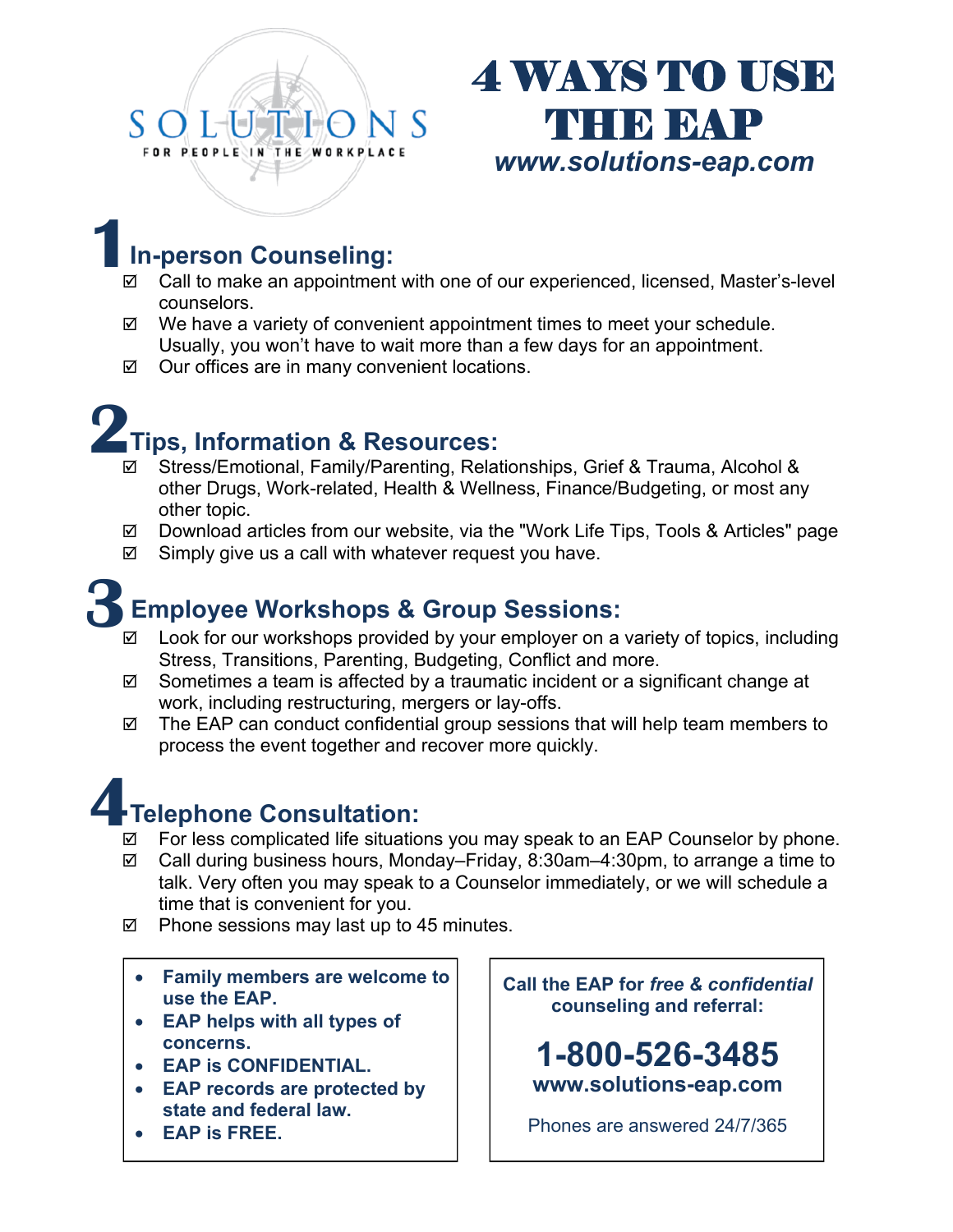SOLUTIONS
FOR PEOPLE IN THE WORKPLACE

# 4 WAYS TO USE THE EAP

***www.solutions-eap.com***

## 1 In-person Counseling:

- ☑ Call to make an appointment with one of our experienced, licensed, Master's-level counselors.
- ☑ We have a variety of convenient appointment times to meet your schedule. Usually, you won't have to wait more than a few days for an appointment.
- ☑ Our offices are in many convenient locations.

## 2 Tips, Information & Resources:

- ☑ Stress/Emotional, Family/Parenting, Relationships, Grief & Trauma, Alcohol & other Drugs, Work-related, Health & Wellness, Finance/Budgeting, or most any other topic.
- ☑ Download articles from our website, via the "Work Life Tips, Tools & Articles" page
- ☑ Simply give us a call with whatever request you have.

## 3 Employee Workshops & Group Sessions:

- ☑ Look for our workshops provided by your employer on a variety of topics, including Stress, Transitions, Parenting, Budgeting, Conflict and more.
- ☑ Sometimes a team is affected by a traumatic incident or a significant change at work, including restructuring, mergers or lay-offs.
- ☑ The EAP can conduct confidential group sessions that will help team members to process the event together and recover more quickly.

## 4 Telephone Consultation:

- ☑ For less complicated life situations you may speak to an EAP Counselor by phone.
- ☑ Call during business hours, Monday–Friday, 8:30am–4:30pm, to arrange a time to talk. Very often you may speak to a Counselor immediately, or we will schedule a time that is convenient for you.
- ☑ Phone sessions may last up to 45 minutes.

- **Family members are welcome to use the EAP.**
- **EAP helps with all types of concerns.**
- **EAP is CONFIDENTIAL.**
- **EAP records are protected by state and federal law.**
- **EAP is FREE.**

**Call the EAP for *free & confidential* counseling and referral:**

**1-800-526-3485**

**www.solutions-eap.com**

Phones are answered 24/7/365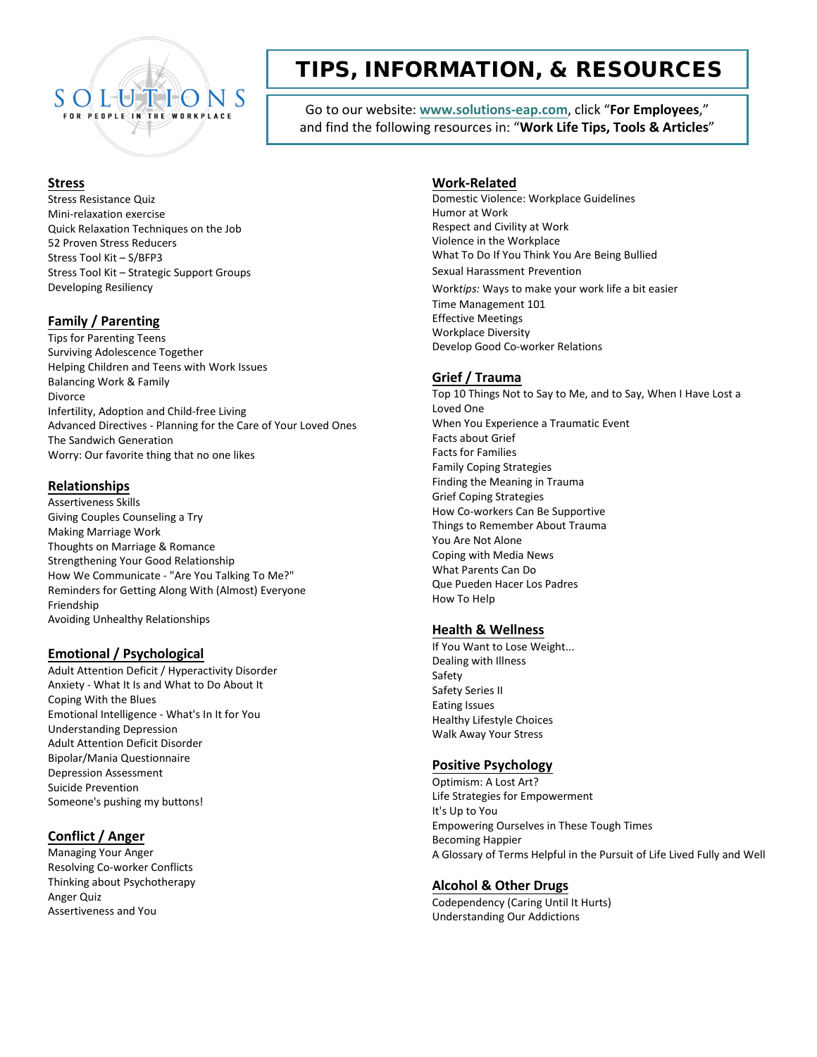SOLUTIONS
FOR PEOPLE IN THE WORKPLACE

# TIPS, INFORMATION, & RESOURCES

Go to our website: **www.solutions-eap.com**, click "**For Employees**," and find the following resources in: "**Work Life Tips, Tools & Articles**"

## Stress

Stress Resistance Quiz
Mini-relaxation exercise
Quick Relaxation Techniques on the Job
52 Proven Stress Reducers
Stress Tool Kit – S/BFP3
Stress Tool Kit – Strategic Support Groups
Developing Resiliency

## Family / Parenting

Tips for Parenting Teens
Surviving Adolescence Together
Helping Children and Teens with Work Issues
Balancing Work & Family
Divorce
Infertility, Adoption and Child-free Living
Advanced Directives - Planning for the Care of Your Loved Ones
The Sandwich Generation
Worry: Our favorite thing that no one likes

## Relationships

Assertiveness Skills
Giving Couples Counseling a Try
Making Marriage Work
Thoughts on Marriage & Romance
Strengthening Your Good Relationship
How We Communicate - "Are You Talking To Me?"
Reminders for Getting Along With (Almost) Everyone
Friendship
Avoiding Unhealthy Relationships

## Emotional / Psychological

Adult Attention Deficit / Hyperactivity Disorder
Anxiety - What It Is and What to Do About It
Coping With the Blues
Emotional Intelligence - What's In It for You
Understanding Depression
Adult Attention Deficit Disorder
Bipolar/Mania Questionnaire
Depression Assessment
Suicide Prevention
Someone's pushing my buttons!

## Conflict / Anger

Managing Your Anger
Resolving Co-worker Conflicts
Thinking about Psychotherapy
Anger Quiz
Assertiveness and You

## Work-Related

Domestic Violence: Workplace Guidelines
Humor at Work
Respect and Civility at Work
Violence in the Workplace
What To Do If You Think You Are Being Bullied
Sexual Harassment Prevention
Work*tips:* Ways to make your work life a bit easier
Time Management 101
Effective Meetings
Workplace Diversity
Develop Good Co-worker Relations

## Grief / Trauma

Top 10 Things Not to Say to Me, and to Say, When I Have Lost a Loved One
When You Experience a Traumatic Event
Facts about Grief
Facts for Families
Family Coping Strategies
Finding the Meaning in Trauma
Grief Coping Strategies
How Co-workers Can Be Supportive
Things to Remember About Trauma
You Are Not Alone
Coping with Media News
What Parents Can Do
Que Pueden Hacer Los Padres
How To Help

## Health & Wellness

If You Want to Lose Weight...
Dealing with Illness
Safety
Safety Series II
Eating Issues
Healthy Lifestyle Choices
Walk Away Your Stress

## Positive Psychology

Optimism: A Lost Art?
Life Strategies for Empowerment
It's Up to You
Empowering Ourselves in These Tough Times
Becoming Happier
A Glossary of Terms Helpful in the Pursuit of Life Lived Fully and Well

## Alcohol & Other Drugs

Codependency (Caring Until It Hurts)
Understanding Our Addictions